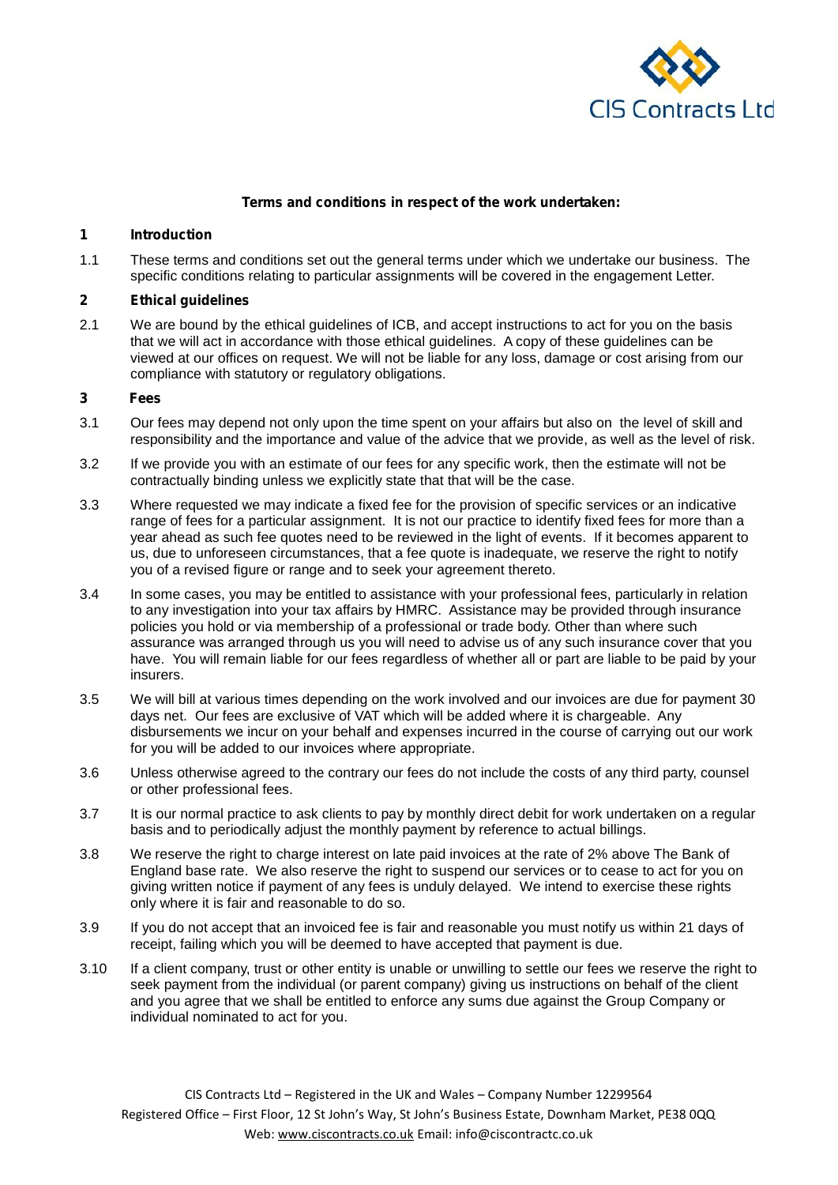**Terms and conditions in respect of the work undertaken:**

## 1 Introduction

1.1 These terms and conditions set out the general terms under which we undertake our business. The specific conditions relating to particular assignments will be covered in the engagement Letter.

## 2 Ethical guidelines

2.1 We are bound by the ethical guidelines of ICB, and accept instructions to act for you on the basis that we will act in accordance with those ethical guidelines. A copy of these guidelines can be viewed at our offices on request. We will not be liable for any loss, damage or cost arising from our compliance with statutory or regulatory obligations.

## 3 Fees

3.1 Our fees may depend not only upon the time spent on your affairs but also on the level of skill and responsibility and the importance and value of the advice that we provide, as well as the level of risk.

3.2 If we provide you with an estimate of our fees for any specific work, then the estimate will not be contractually binding unless we explicitly state that that will be the case.

3.3 Where requested we may indicate a fixed fee for the provision of specific services or an indicative range of fees for a particular assignment. It is not our practice to identify fixed fees for more than a year ahead as such fee quotes need to be reviewed in the light of events. If it becomes apparent to us, due to unforeseen circumstances, that a fee quote is inadequate, we reserve the right to notify you of a revised figure or range and to seek your agreement thereto.

3.4 In some cases, you may be entitled to assistance with your professional fees, particularly in relation to any investigation into your tax affairs by HMRC. Assistance may be provided through insurance policies you hold or via membership of a professional or trade body. Other than where such assurance was arranged through us you will need to advise us of any such insurance cover that you have. You will remain liable for our fees regardless of whether all or part are liable to be paid by your insurers.

3.5 We will bill at various times depending on the work involved and our invoices are due for payment 30 days net. Our fees are exclusive of VAT which will be added where it is chargeable. Any disbursements we incur on your behalf and expenses incurred in the course of carrying out our work for you will be added to our invoices where appropriate.

3.6 Unless otherwise agreed to the contrary our fees do not include the costs of any third party, counsel or other professional fees.

3.7 It is our normal practice to ask clients to pay by monthly direct debit for work undertaken on a regular basis and to periodically adjust the monthly payment by reference to actual billings.

3.8 We reserve the right to charge interest on late paid invoices at the rate of 2% above The Bank of England base rate. We also reserve the right to suspend our services or to cease to act for you on giving written notice if payment of any fees is unduly delayed. We intend to exercise these rights only where it is fair and reasonable to do so.

3.9 If you do not accept that an invoiced fee is fair and reasonable you must notify us within 21 days of receipt, failing which you will be deemed to have accepted that payment is due.

3.10 If a client company, trust or other entity is unable or unwilling to settle our fees we reserve the right to seek payment from the individual (or parent company) giving us instructions on behalf of the client and you agree that we shall be entitled to enforce any sums due against the Group Company or individual nominated to act for you.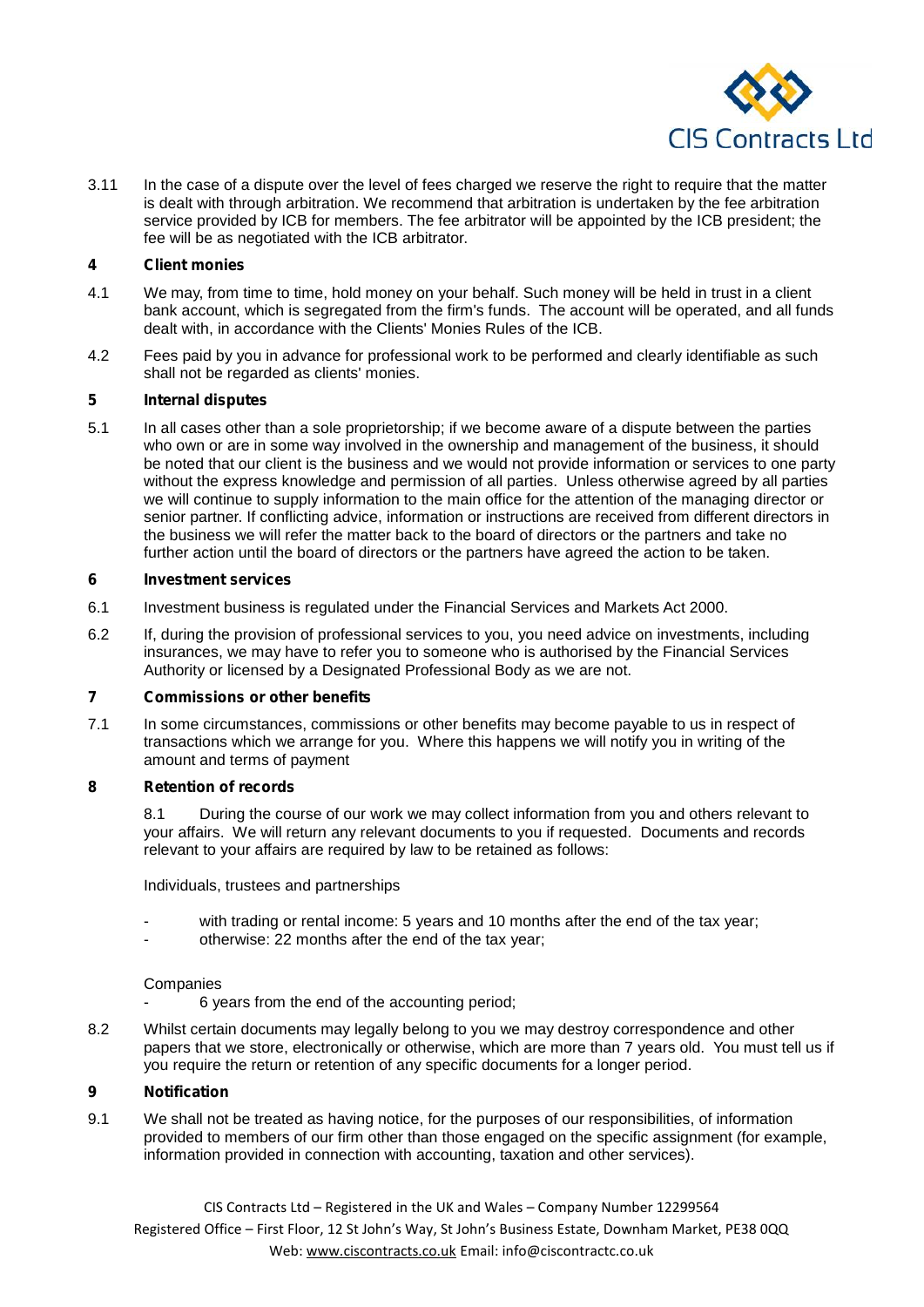3.11 In the case of a dispute over the level of fees charged we reserve the right to require that the matter is dealt with through arbitration. We recommend that arbitration is undertaken by the fee arbitration service provided by ICB for members. The fee arbitrator will be appointed by the ICB president; the fee will be as negotiated with the ICB arbitrator.

**4 Client monies**

4.1 We may, from time to time, hold money on your behalf. Such money will be held in trust in a client bank account, which is segregated from the firm's funds. The account will be operated, and all funds dealt with, in accordance with the Clients' Monies Rules of the ICB.

4.2 Fees paid by you in advance for professional work to be performed and clearly identifiable as such shall not be regarded as clients' monies.

**5 Internal disputes**

5.1 In all cases other than a sole proprietorship; if we become aware of a dispute between the parties who own or are in some way involved in the ownership and management of the business, it should be noted that our client is the business and we would not provide information or services to one party without the express knowledge and permission of all parties. Unless otherwise agreed by all parties we will continue to supply information to the main office for the attention of the managing director or senior partner. If conflicting advice, information or instructions are received from different directors in the business we will refer the matter back to the board of directors or the partners and take no further action until the board of directors or the partners have agreed the action to be taken.

**6 Investment services**

6.1 Investment business is regulated under the Financial Services and Markets Act 2000.

6.2 If, during the provision of professional services to you, you need advice on investments, including insurances, we may have to refer you to someone who is authorised by the Financial Services Authority or licensed by a Designated Professional Body as we are not.

**7 Commissions or other benefits**

7.1 In some circumstances, commissions or other benefits may become payable to us in respect of transactions which we arrange for you. Where this happens we will notify you in writing of the amount and terms of payment

**8 Retention of records**

8.1 During the course of our work we may collect information from you and others relevant to your affairs. We will return any relevant documents to you if requested. Documents and records relevant to your affairs are required by law to be retained as follows:

Individuals, trustees and partnerships

- with trading or rental income: 5 years and 10 months after the end of the tax year;
- otherwise: 22 months after the end of the tax year;

Companies

- 6 years from the end of the accounting period;

8.2 Whilst certain documents may legally belong to you we may destroy correspondence and other papers that we store, electronically or otherwise, which are more than 7 years old. You must tell us if you require the return or retention of any specific documents for a longer period.

**9 Notification**

9.1 We shall not be treated as having notice, for the purposes of our responsibilities, of information provided to members of our firm other than those engaged on the specific assignment (for example, information provided in connection with accounting, taxation and other services).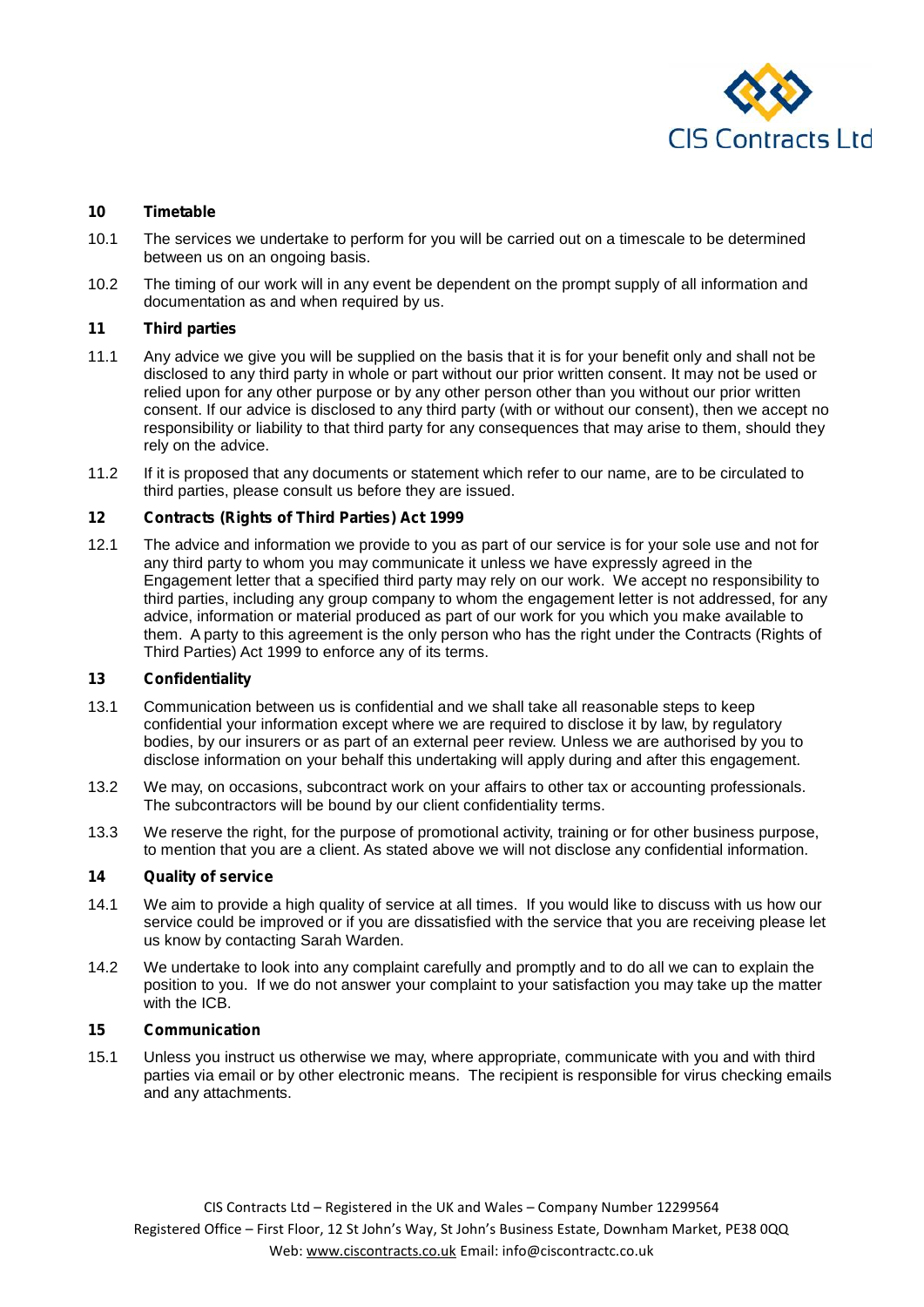## 10 Timetable

10.1 The services we undertake to perform for you will be carried out on a timescale to be determined between us on an ongoing basis.

10.2 The timing of our work will in any event be dependent on the prompt supply of all information and documentation as and when required by us.

## 11 Third parties

11.1 Any advice we give you will be supplied on the basis that it is for your benefit only and shall not be disclosed to any third party in whole or part without our prior written consent. It may not be used or relied upon for any other purpose or by any other person other than you without our prior written consent. If our advice is disclosed to any third party (with or without our consent), then we accept no responsibility or liability to that third party for any consequences that may arise to them, should they rely on the advice.

11.2 If it is proposed that any documents or statement which refer to our name, are to be circulated to third parties, please consult us before they are issued.

## 12 Contracts (Rights of Third Parties) Act 1999

12.1 The advice and information we provide to you as part of our service is for your sole use and not for any third party to whom you may communicate it unless we have expressly agreed in the Engagement letter that a specified third party may rely on our work. We accept no responsibility to third parties, including any group company to whom the engagement letter is not addressed, for any advice, information or material produced as part of our work for you which you make available to them. A party to this agreement is the only person who has the right under the Contracts (Rights of Third Parties) Act 1999 to enforce any of its terms.

## 13 Confidentiality

13.1 Communication between us is confidential and we shall take all reasonable steps to keep confidential your information except where we are required to disclose it by law, by regulatory bodies, by our insurers or as part of an external peer review. Unless we are authorised by you to disclose information on your behalf this undertaking will apply during and after this engagement.

13.2 We may, on occasions, subcontract work on your affairs to other tax or accounting professionals. The subcontractors will be bound by our client confidentiality terms.

13.3 We reserve the right, for the purpose of promotional activity, training or for other business purpose, to mention that you are a client. As stated above we will not disclose any confidential information.

## 14 Quality of service

14.1 We aim to provide a high quality of service at all times. If you would like to discuss with us how our service could be improved or if you are dissatisfied with the service that you are receiving please let us know by contacting Sarah Warden.

14.2 We undertake to look into any complaint carefully and promptly and to do all we can to explain the position to you. If we do not answer your complaint to your satisfaction you may take up the matter with the ICB.

## 15 Communication

15.1 Unless you instruct us otherwise we may, where appropriate, communicate with you and with third parties via email or by other electronic means. The recipient is responsible for virus checking emails and any attachments.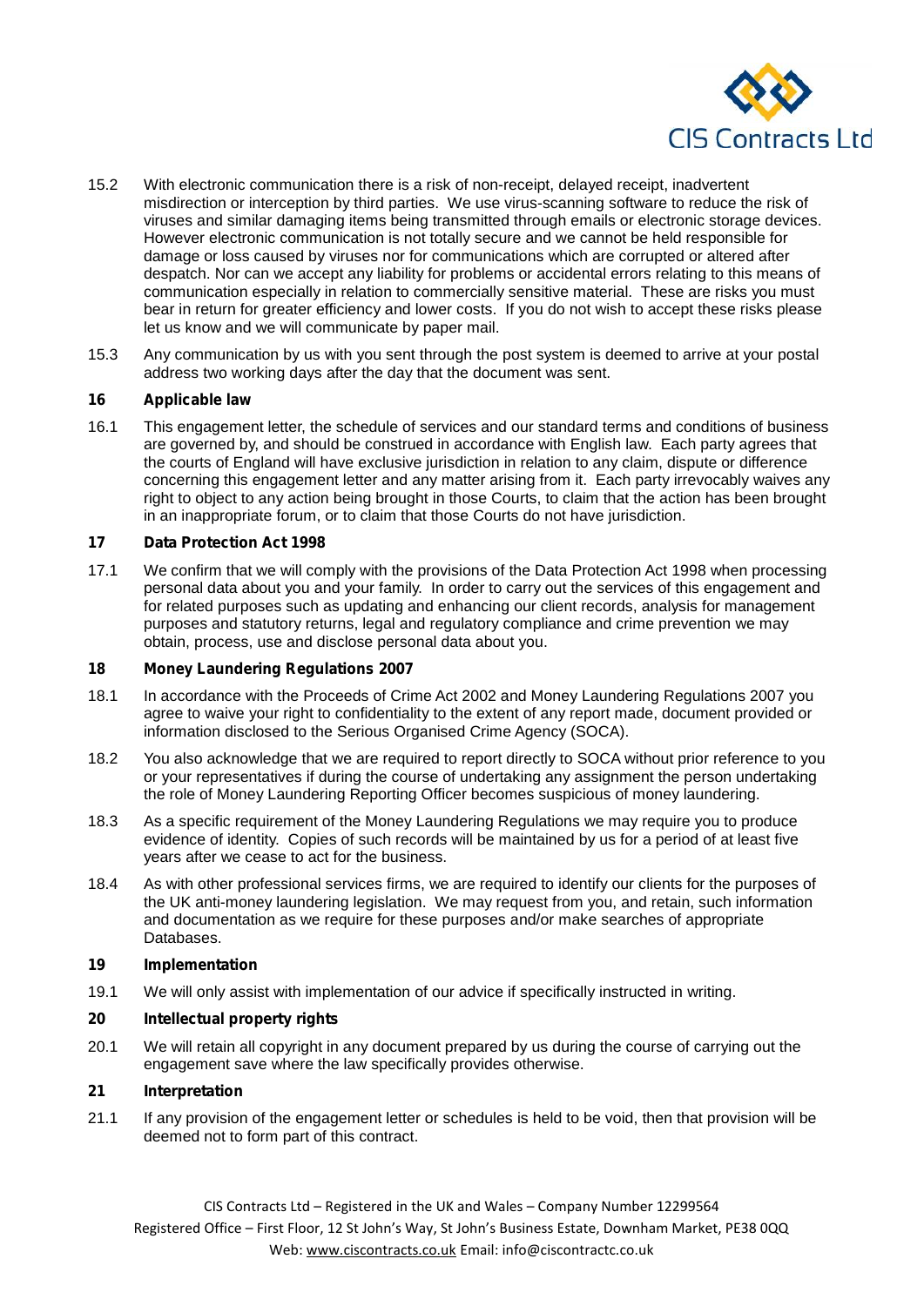15.2 With electronic communication there is a risk of non-receipt, delayed receipt, inadvertent misdirection or interception by third parties. We use virus-scanning software to reduce the risk of viruses and similar damaging items being transmitted through emails or electronic storage devices. However electronic communication is not totally secure and we cannot be held responsible for damage or loss caused by viruses nor for communications which are corrupted or altered after despatch. Nor can we accept any liability for problems or accidental errors relating to this means of communication especially in relation to commercially sensitive material. These are risks you must bear in return for greater efficiency and lower costs. If you do not wish to accept these risks please let us know and we will communicate by paper mail.

15.3 Any communication by us with you sent through the post system is deemed to arrive at your postal address two working days after the day that the document was sent.

**16 Applicable law**

16.1 This engagement letter, the schedule of services and our standard terms and conditions of business are governed by, and should be construed in accordance with English law. Each party agrees that the courts of England will have exclusive jurisdiction in relation to any claim, dispute or difference concerning this engagement letter and any matter arising from it. Each party irrevocably waives any right to object to any action being brought in those Courts, to claim that the action has been brought in an inappropriate forum, or to claim that those Courts do not have jurisdiction.

**17 Data Protection Act 1998**

17.1 We confirm that we will comply with the provisions of the Data Protection Act 1998 when processing personal data about you and your family. In order to carry out the services of this engagement and for related purposes such as updating and enhancing our client records, analysis for management purposes and statutory returns, legal and regulatory compliance and crime prevention we may obtain, process, use and disclose personal data about you.

**18 Money Laundering Regulations 2007**

18.1 In accordance with the Proceeds of Crime Act 2002 and Money Laundering Regulations 2007 you agree to waive your right to confidentiality to the extent of any report made, document provided or information disclosed to the Serious Organised Crime Agency (SOCA).

18.2 You also acknowledge that we are required to report directly to SOCA without prior reference to you or your representatives if during the course of undertaking any assignment the person undertaking the role of Money Laundering Reporting Officer becomes suspicious of money laundering.

18.3 As a specific requirement of the Money Laundering Regulations we may require you to produce evidence of identity. Copies of such records will be maintained by us for a period of at least five years after we cease to act for the business.

18.4 As with other professional services firms, we are required to identify our clients for the purposes of the UK anti-money laundering legislation. We may request from you, and retain, such information and documentation as we require for these purposes and/or make searches of appropriate Databases.

**19 Implementation**

19.1 We will only assist with implementation of our advice if specifically instructed in writing.

**20 Intellectual property rights**

20.1 We will retain all copyright in any document prepared by us during the course of carrying out the engagement save where the law specifically provides otherwise.

**21 Interpretation**

21.1 If any provision of the engagement letter or schedules is held to be void, then that provision will be deemed not to form part of this contract.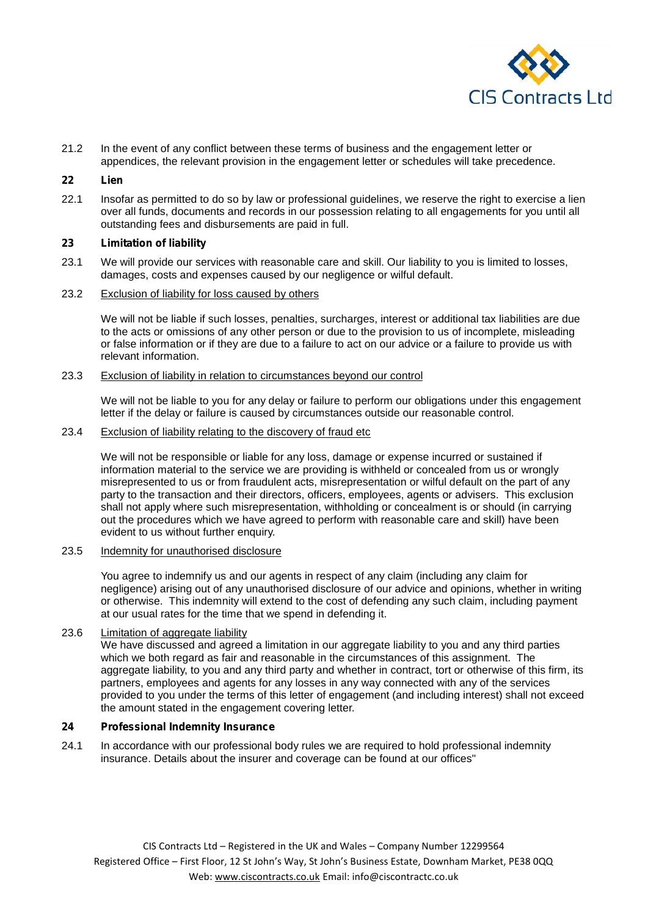21.2 In the event of any conflict between these terms of business and the engagement letter or appendices, the relevant provision in the engagement letter or schedules will take precedence.

## 22 Lien

22.1 Insofar as permitted to do so by law or professional guidelines, we reserve the right to exercise a lien over all funds, documents and records in our possession relating to all engagements for you until all outstanding fees and disbursements are paid in full.

## 23 Limitation of liability

23.1 We will provide our services with reasonable care and skill. Our liability to you is limited to losses, damages, costs and expenses caused by our negligence or wilful default.

23.2 Exclusion of liability for loss caused by others

We will not be liable if such losses, penalties, surcharges, interest or additional tax liabilities are due to the acts or omissions of any other person or due to the provision to us of incomplete, misleading or false information or if they are due to a failure to act on our advice or a failure to provide us with relevant information.

23.3 Exclusion of liability in relation to circumstances beyond our control

We will not be liable to you for any delay or failure to perform our obligations under this engagement letter if the delay or failure is caused by circumstances outside our reasonable control.

23.4 Exclusion of liability relating to the discovery of fraud etc

We will not be responsible or liable for any loss, damage or expense incurred or sustained if information material to the service we are providing is withheld or concealed from us or wrongly misrepresented to us or from fraudulent acts, misrepresentation or wilful default on the part of any party to the transaction and their directors, officers, employees, agents or advisers. This exclusion shall not apply where such misrepresentation, withholding or concealment is or should (in carrying out the procedures which we have agreed to perform with reasonable care and skill) have been evident to us without further enquiry.

23.5 Indemnity for unauthorised disclosure

You agree to indemnify us and our agents in respect of any claim (including any claim for negligence) arising out of any unauthorised disclosure of our advice and opinions, whether in writing or otherwise. This indemnity will extend to the cost of defending any such claim, including payment at our usual rates for the time that we spend in defending it.

23.6 Limitation of aggregate liability

We have discussed and agreed a limitation in our aggregate liability to you and any third parties which we both regard as fair and reasonable in the circumstances of this assignment. The aggregate liability, to you and any third party and whether in contract, tort or otherwise of this firm, its partners, employees and agents for any losses in any way connected with any of the services provided to you under the terms of this letter of engagement (and including interest) shall not exceed the amount stated in the engagement covering letter.

## 24 Professional Indemnity Insurance

24.1 In accordance with our professional body rules we are required to hold professional indemnity insurance. Details about the insurer and coverage can be found at our offices"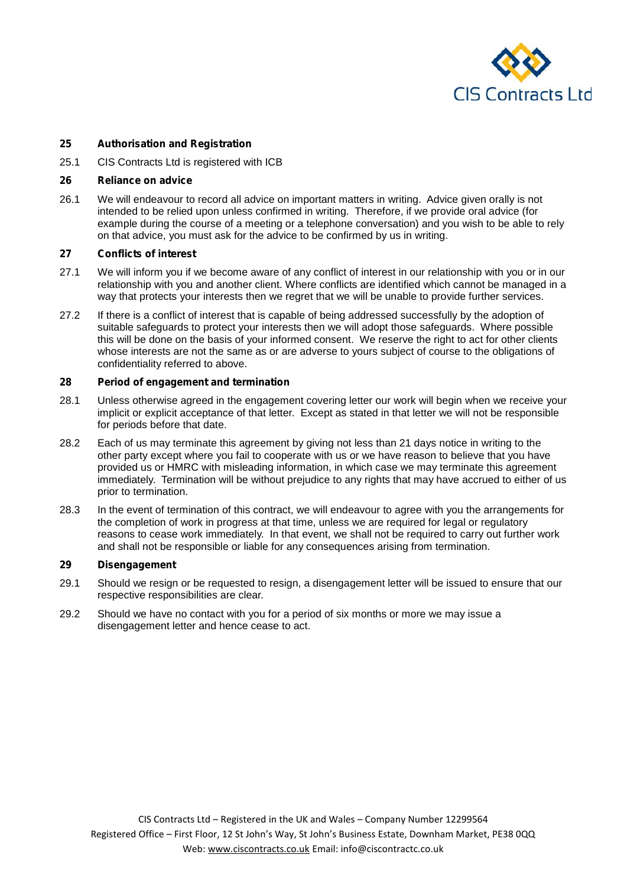## 25 Authorisation and Registration

25.1 CIS Contracts Ltd is registered with ICB

## 26 Reliance on advice

26.1 We will endeavour to record all advice on important matters in writing. Advice given orally is not intended to be relied upon unless confirmed in writing. Therefore, if we provide oral advice (for example during the course of a meeting or a telephone conversation) and you wish to be able to rely on that advice, you must ask for the advice to be confirmed by us in writing.

## 27 Conflicts of interest

27.1 We will inform you if we become aware of any conflict of interest in our relationship with you or in our relationship with you and another client. Where conflicts are identified which cannot be managed in a way that protects your interests then we regret that we will be unable to provide further services.

27.2 If there is a conflict of interest that is capable of being addressed successfully by the adoption of suitable safeguards to protect your interests then we will adopt those safeguards. Where possible this will be done on the basis of your informed consent. We reserve the right to act for other clients whose interests are not the same as or are adverse to yours subject of course to the obligations of confidentiality referred to above.

## 28 Period of engagement and termination

28.1 Unless otherwise agreed in the engagement covering letter our work will begin when we receive your implicit or explicit acceptance of that letter. Except as stated in that letter we will not be responsible for periods before that date.

28.2 Each of us may terminate this agreement by giving not less than 21 days notice in writing to the other party except where you fail to cooperate with us or we have reason to believe that you have provided us or HMRC with misleading information, in which case we may terminate this agreement immediately. Termination will be without prejudice to any rights that may have accrued to either of us prior to termination.

28.3 In the event of termination of this contract, we will endeavour to agree with you the arrangements for the completion of work in progress at that time, unless we are required for legal or regulatory reasons to cease work immediately. In that event, we shall not be required to carry out further work and shall not be responsible or liable for any consequences arising from termination.

## 29 Disengagement

29.1 Should we resign or be requested to resign, a disengagement letter will be issued to ensure that our respective responsibilities are clear.

29.2 Should we have no contact with you for a period of six months or more we may issue a disengagement letter and hence cease to act.